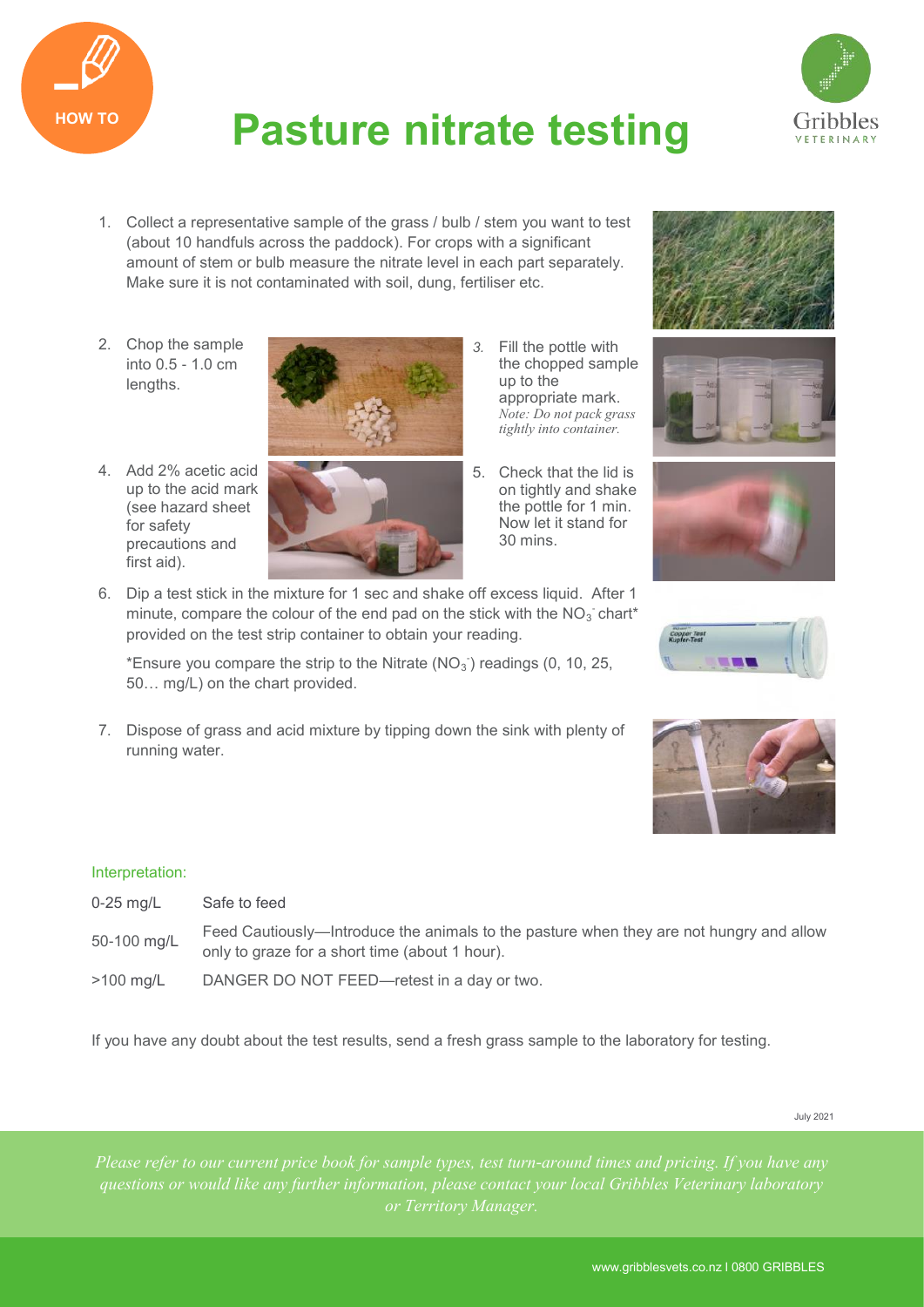# Pasture nitrate testing

1. Collect a representative sample of the grass / bulb / stem you want to test (about 10 handfuls across the paddock). For crops with a significant amount of stem or bulb measure the nitrate level in each part separately. Make sure it is not contaminated with soil, dung, fertiliser etc.

2. Chop the sample into 0.5 - 1.0 cm lengths.

3. Fill the pottle with the chopped sample up to the appropriate mark. *Note: Do not pack grass tightly into container.*

4. Add 2% acetic acid up to the acid mark (see hazard sheet for safety precautions and first aid).

5. Check that the lid is on tightly and shake the pottle for 1 min. Now let it stand for 30 mins.

6. Dip a test stick in the mixture for 1 sec and shake off excess liquid. After 1 minute, compare the colour of the end pad on the stick with the $NO_3^-$ chart* provided on the test strip container to obtain your reading.

   *Ensure you compare the strip to the Nitrate ($NO_3^-$) readings (0, 10, 25, 50… mg/L) on the chart provided.

7. Dispose of grass and acid mixture by tipping down the sink with plenty of running water.

## Interpretation:

| | |
|---|---|
| 0-25 mg/L | Safe to feed |
| 50-100 mg/L | Feed Cautiously—Introduce the animals to the pasture when they are not hungry and allow only to graze for a short time (about 1 hour). |
| >100 mg/L | DANGER DO NOT FEED—retest in a day or two. |

If you have any doubt about the test results, send a fresh grass sample to the laboratory for testing.

July 2021

*Please refer to our current price book for sample types, test turn-around times and pricing. If you have any questions or would like any further information, please contact your local Gribbles Veterinary laboratory or Territory Manager.*

www.gribblesvets.co.nz I 0800 GRIBBLES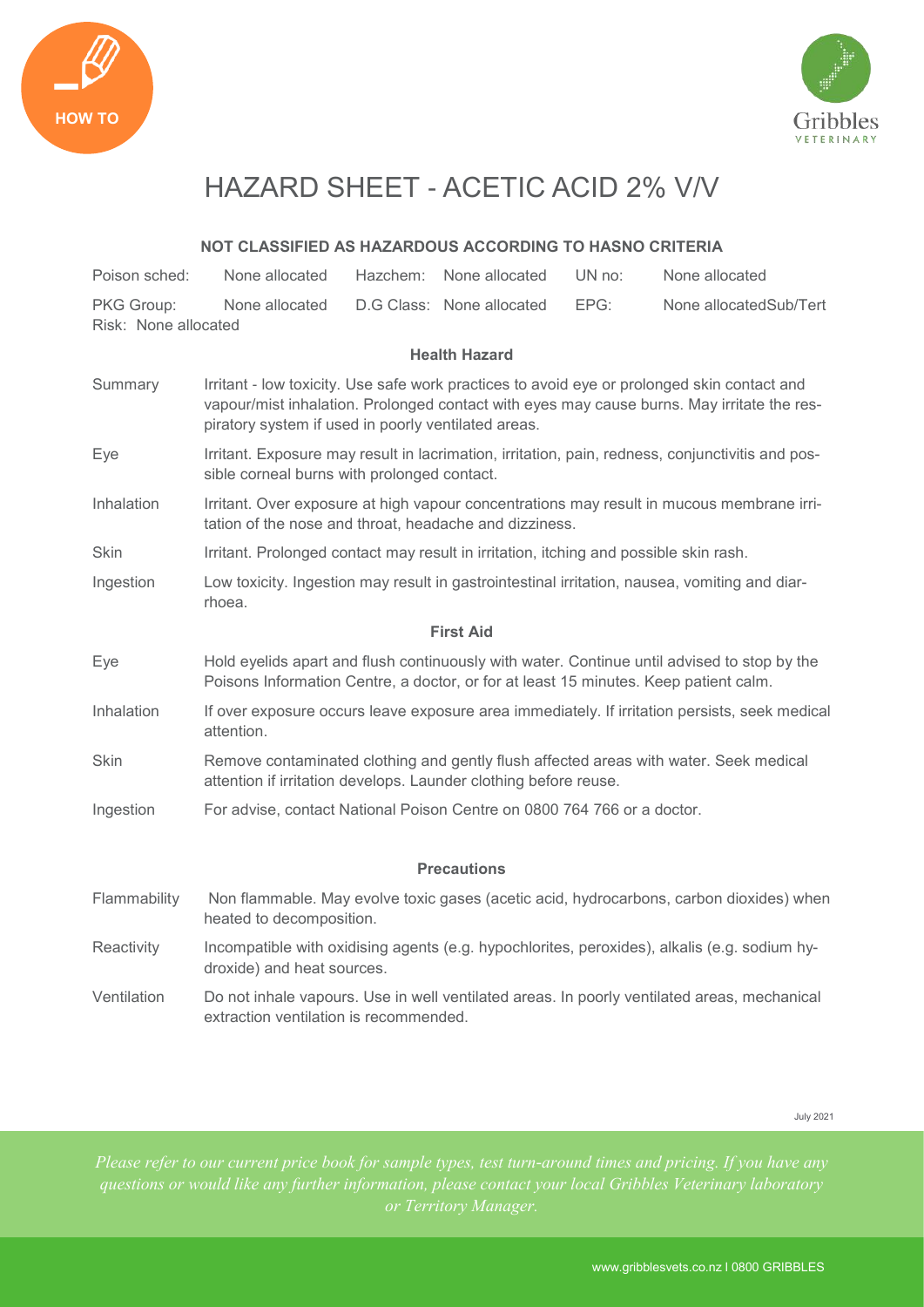# HAZARD SHEET - ACETIC ACID 2% V/V

**NOT CLASSIFIED AS HAZARDOUS ACCORDING TO HASNO CRITERIA**

| | | | | | |
|---|---|---|---|---|---|
| Poison sched: | None allocated | Hazchem: | None allocated | UN no: | None allocated |
| PKG Group: | None allocated | D.G Class: | None allocated | EPG: | None allocatedSub/Tert |

Risk: None allocated

### Health Hazard

| | |
|---|---|
| Summary | Irritant - low toxicity. Use safe work practices to avoid eye or prolonged skin contact and vapour/mist inhalation. Prolonged contact with eyes may cause burns. May irritate the respiratory system if used in poorly ventilated areas. |
| Eye | Irritant. Exposure may result in lacrimation, irritation, pain, redness, conjunctivitis and possible corneal burns with prolonged contact. |
| Inhalation | Irritant. Over exposure at high vapour concentrations may result in mucous membrane irritation of the nose and throat, headache and dizziness. |
| Skin | Irritant. Prolonged contact may result in irritation, itching and possible skin rash. |
| Ingestion | Low toxicity. Ingestion may result in gastrointestinal irritation, nausea, vomiting and diarrhoea. |

### First Aid

| | |
|---|---|
| Eye | Hold eyelids apart and flush continuously with water. Continue until advised to stop by the Poisons Information Centre, a doctor, or for at least 15 minutes. Keep patient calm. |
| Inhalation | If over exposure occurs leave exposure area immediately. If irritation persists, seek medical attention. |
| Skin | Remove contaminated clothing and gently flush affected areas with water. Seek medical attention if irritation develops. Launder clothing before reuse. |
| Ingestion | For advise, contact National Poison Centre on 0800 764 766 or a doctor. |

### Precautions

| | |
|---|---|
| Flammability | Non flammable. May evolve toxic gases (acetic acid, hydrocarbons, carbon dioxides) when heated to decomposition. |
| Reactivity | Incompatible with oxidising agents (e.g. hypochlorites, peroxides), alkalis (e.g. sodium hydroxide) and heat sources. |
| Ventilation | Do not inhale vapours. Use in well ventilated areas. In poorly ventilated areas, mechanical extraction ventilation is recommended. |

July 2021

*Please refer to our current price book for sample types, test turn-around times and pricing. If you have any questions or would like any further information, please contact your local Gribbles Veterinary laboratory or Territory Manager.*

www.gribblesvets.co.nz I 0800 GRIBBLES